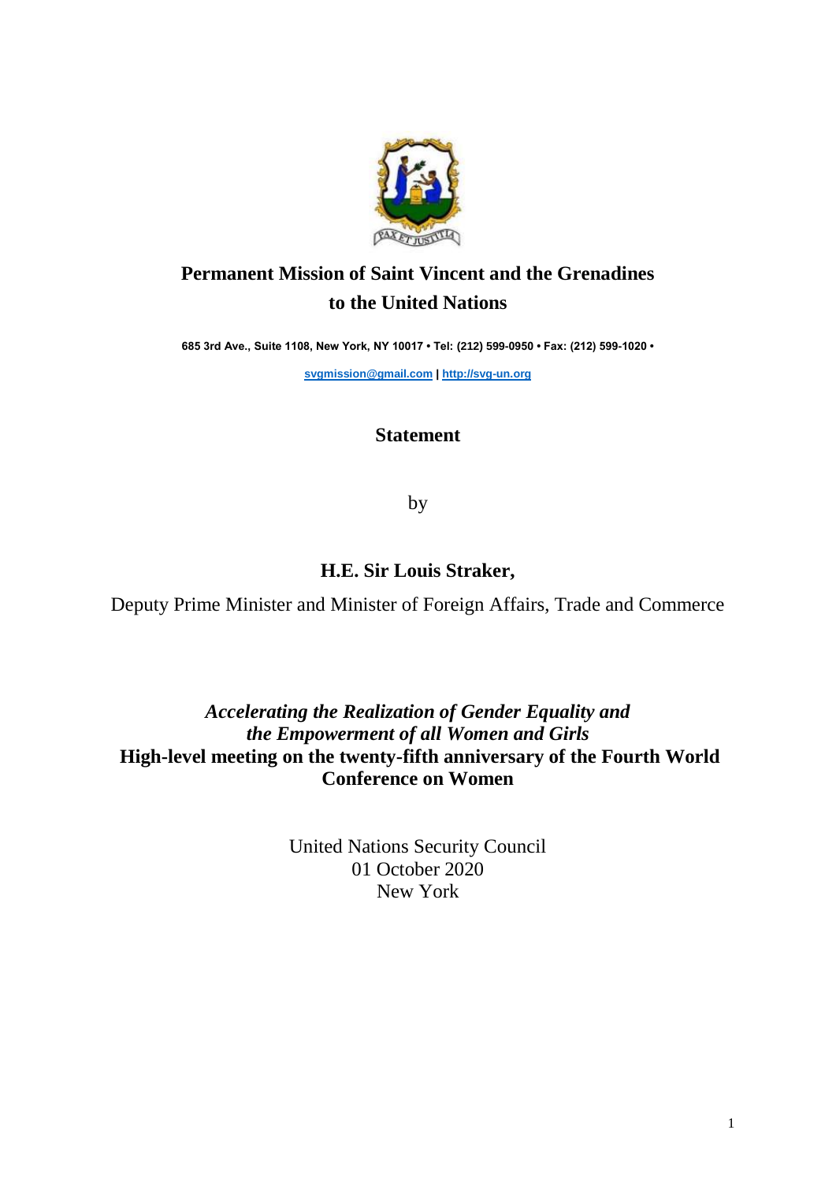**Permanent Mission of Saint Vincent and the Grenadines to the United Nations**

**685 3rd Ave., Suite 1108, New York, NY 10017 • Tel: (212) 599-0950 • Fax: (212) 599-1020 •**

**svgmission@gmail.com | http://svg-un.org**

## Statement

by

### H.E. Sir Louis Straker,

Deputy Prime Minister and Minister of Foreign Affairs, Trade and Commerce

***Accelerating the Realization of Gender Equality and the Empowerment of all Women and Girls***
**High-level meeting on the twenty-fifth anniversary of the Fourth World Conference on Women**

United Nations Security Council
01 October 2020
New York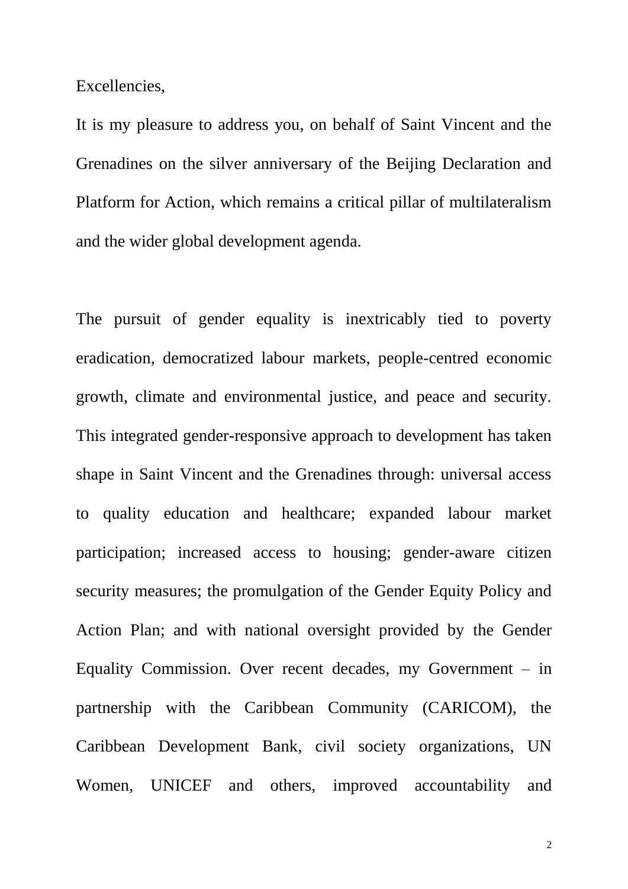Excellencies,

It is my pleasure to address you, on behalf of Saint Vincent and the Grenadines on the silver anniversary of the Beijing Declaration and Platform for Action, which remains a critical pillar of multilateralism and the wider global development agenda.

The pursuit of gender equality is inextricably tied to poverty eradication, democratized labour markets, people-centred economic growth, climate and environmental justice, and peace and security. This integrated gender-responsive approach to development has taken shape in Saint Vincent and the Grenadines through: universal access to quality education and healthcare; expanded labour market participation; increased access to housing; gender-aware citizen security measures; the promulgation of the Gender Equity Policy and Action Plan; and with national oversight provided by the Gender Equality Commission. Over recent decades, my Government – in partnership with the Caribbean Community (CARICOM), the Caribbean Development Bank, civil society organizations, UN Women, UNICEF and others, improved accountability and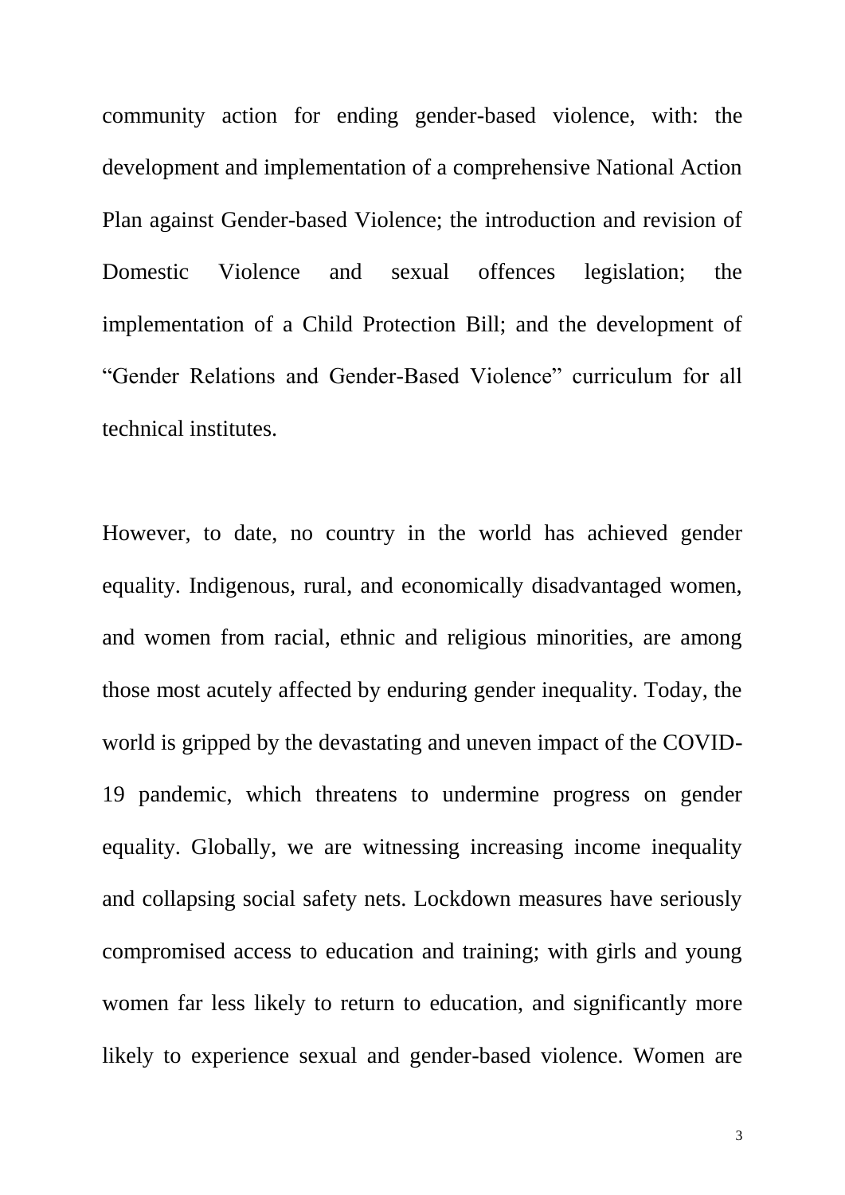community action for ending gender-based violence, with: the development and implementation of a comprehensive National Action Plan against Gender-based Violence; the introduction and revision of Domestic Violence and sexual offences legislation; the implementation of a Child Protection Bill; and the development of "Gender Relations and Gender-Based Violence" curriculum for all technical institutes.

However, to date, no country in the world has achieved gender equality. Indigenous, rural, and economically disadvantaged women, and women from racial, ethnic and religious minorities, are among those most acutely affected by enduring gender inequality. Today, the world is gripped by the devastating and uneven impact of the COVID-19 pandemic, which threatens to undermine progress on gender equality. Globally, we are witnessing increasing income inequality and collapsing social safety nets. Lockdown measures have seriously compromised access to education and training; with girls and young women far less likely to return to education, and significantly more likely to experience sexual and gender-based violence. Women are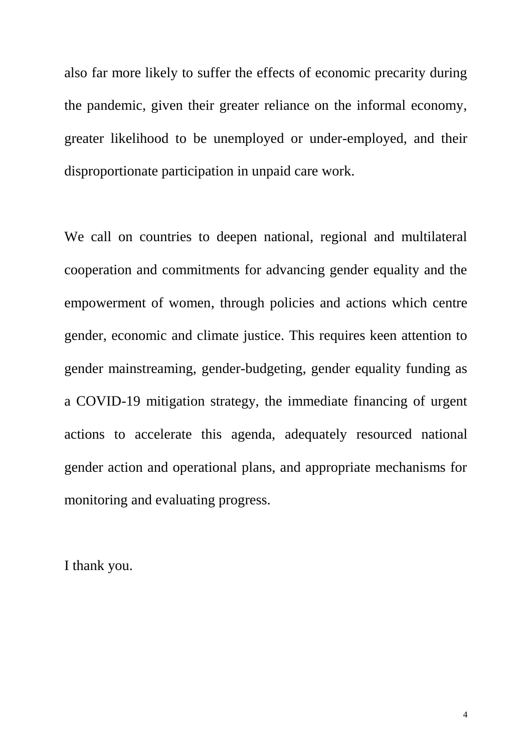also far more likely to suffer the effects of economic precarity during the pandemic, given their greater reliance on the informal economy, greater likelihood to be unemployed or under-employed, and their disproportionate participation in unpaid care work.

We call on countries to deepen national, regional and multilateral cooperation and commitments for advancing gender equality and the empowerment of women, through policies and actions which centre gender, economic and climate justice. This requires keen attention to gender mainstreaming, gender-budgeting, gender equality funding as a COVID-19 mitigation strategy, the immediate financing of urgent actions to accelerate this agenda, adequately resourced national gender action and operational plans, and appropriate mechanisms for monitoring and evaluating progress.

I thank you.